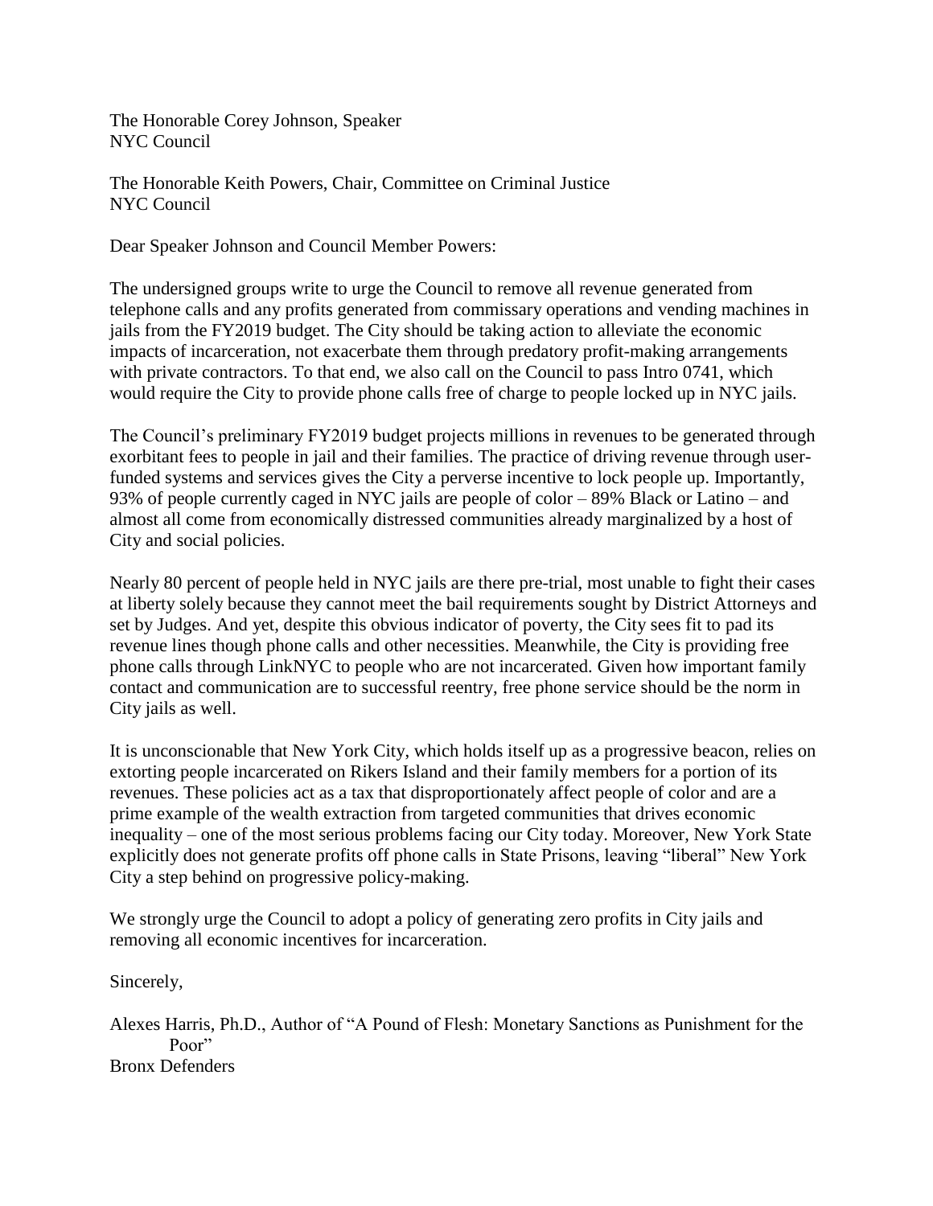The Honorable Corey Johnson, Speaker
NYC Council

The Honorable Keith Powers, Chair, Committee on Criminal Justice
NYC Council

Dear Speaker Johnson and Council Member Powers:

The undersigned groups write to urge the Council to remove all revenue generated from telephone calls and any profits generated from commissary operations and vending machines in jails from the FY2019 budget. The City should be taking action to alleviate the economic impacts of incarceration, not exacerbate them through predatory profit-making arrangements with private contractors. To that end, we also call on the Council to pass Intro 0741, which would require the City to provide phone calls free of charge to people locked up in NYC jails.

The Council's preliminary FY2019 budget projects millions in revenues to be generated through exorbitant fees to people in jail and their families. The practice of driving revenue through user-funded systems and services gives the City a perverse incentive to lock people up. Importantly, 93% of people currently caged in NYC jails are people of color – 89% Black or Latino – and almost all come from economically distressed communities already marginalized by a host of City and social policies.

Nearly 80 percent of people held in NYC jails are there pre-trial, most unable to fight their cases at liberty solely because they cannot meet the bail requirements sought by District Attorneys and set by Judges. And yet, despite this obvious indicator of poverty, the City sees fit to pad its revenue lines though phone calls and other necessities. Meanwhile, the City is providing free phone calls through LinkNYC to people who are not incarcerated. Given how important family contact and communication are to successful reentry, free phone service should be the norm in City jails as well.

It is unconscionable that New York City, which holds itself up as a progressive beacon, relies on extorting people incarcerated on Rikers Island and their family members for a portion of its revenues. These policies act as a tax that disproportionately affect people of color and are a prime example of the wealth extraction from targeted communities that drives economic inequality – one of the most serious problems facing our City today. Moreover, New York State explicitly does not generate profits off phone calls in State Prisons, leaving "liberal" New York City a step behind on progressive policy-making.

We strongly urge the Council to adopt a policy of generating zero profits in City jails and removing all economic incentives for incarceration.

Sincerely,

Alexes Harris, Ph.D., Author of "A Pound of Flesh: Monetary Sanctions as Punishment for the Poor"
Bronx Defenders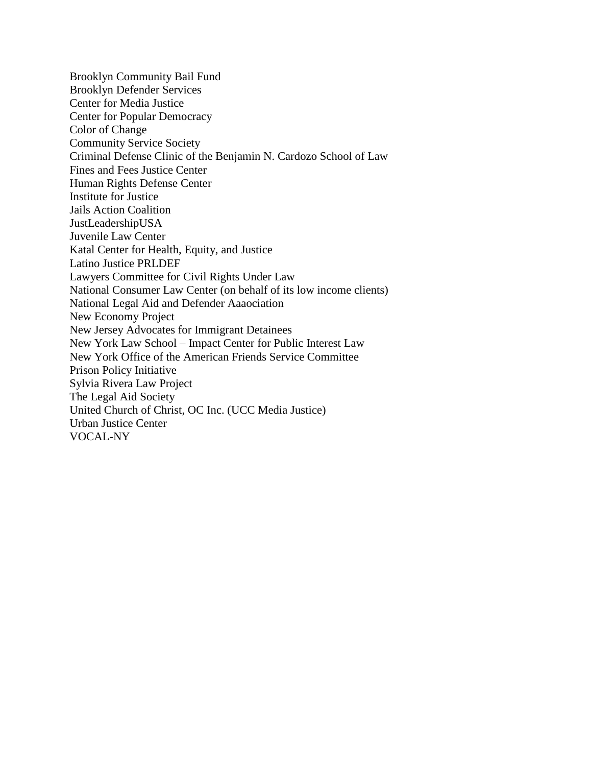Brooklyn Community Bail Fund
Brooklyn Defender Services
Center for Media Justice
Center for Popular Democracy
Color of Change
Community Service Society
Criminal Defense Clinic of the Benjamin N. Cardozo School of Law
Fines and Fees Justice Center
Human Rights Defense Center
Institute for Justice
Jails Action Coalition
JustLeadershipUSA
Juvenile Law Center
Katal Center for Health, Equity, and Justice
Latino Justice PRLDEF
Lawyers Committee for Civil Rights Under Law
National Consumer Law Center (on behalf of its low income clients)
National Legal Aid and Defender Aaaociation
New Economy Project
New Jersey Advocates for Immigrant Detainees
New York Law School – Impact Center for Public Interest Law
New York Office of the American Friends Service Committee
Prison Policy Initiative
Sylvia Rivera Law Project
The Legal Aid Society
United Church of Christ, OC Inc. (UCC Media Justice)
Urban Justice Center
VOCAL-NY